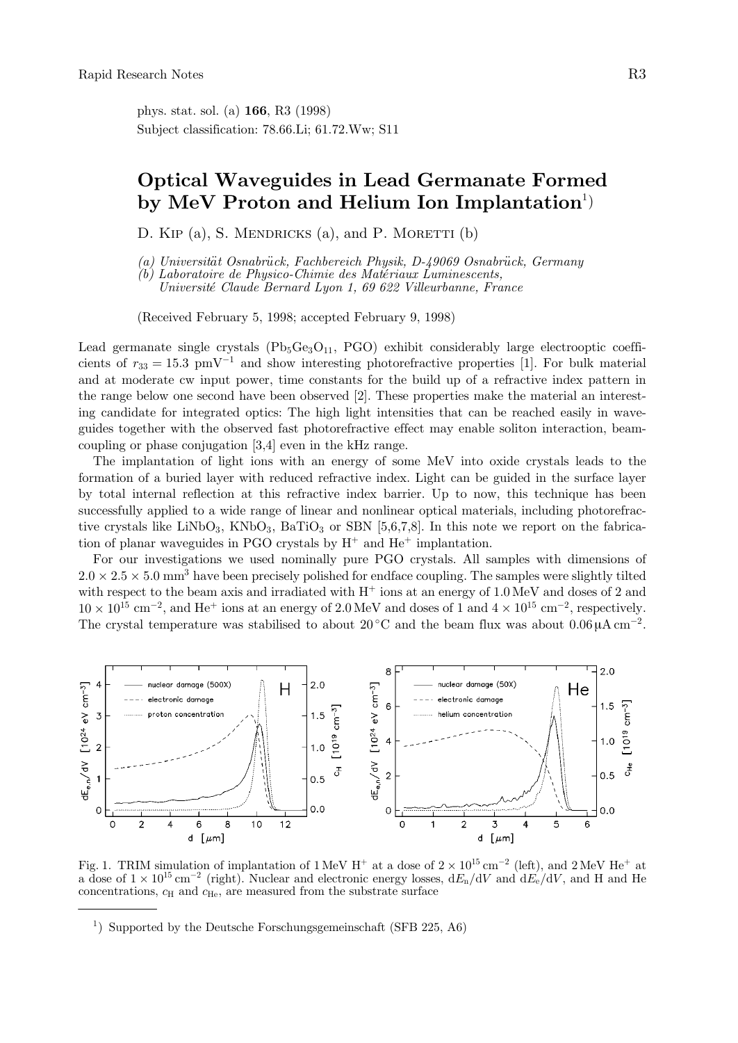phys. stat. sol. (a) **166**, R3 (1998)
Subject classification: 78.66.Li; 61.72.Ww; S11

# Optical Waveguides in Lead Germanate Formed by MeV Proton and Helium Ion Implantation[1])

D. Kip (a), S. Mendricks (a), and P. Moretti (b)

*(a) Universität Osnabrück, Fachbereich Physik, D-49069 Osnabrück, Germany*
*(b) Laboratoire de Physico-Chimie des Matériaux Luminescents, Université Claude Bernard Lyon 1, 69 622 Villeurbanne, France*

(Received February 5, 1998; accepted February 9, 1998)

Lead germanate single crystals ($Pb_5Ge_3O_{11}$, PGO) exhibit considerably large electrooptic coefficients of $r_{33} = 15.3$ pmV$^{-1}$ and show interesting photorefractive properties [1]. For bulk material and at moderate cw input power, time constants for the build up of a refractive index pattern in the range below one second have been observed [2]. These properties make the material an interesting candidate for integrated optics: The high light intensities that can be reached easily in waveguides together with the observed fast photorefractive effect may enable soliton interaction, beam-coupling or phase conjugation [3,4] even in the kHz range.

The implantation of light ions with an energy of some MeV into oxide crystals leads to the formation of a buried layer with reduced refractive index. Light can be guided in the surface layer by total internal reflection at this refractive index barrier. Up to now, this technique has been successfully applied to a wide range of linear and nonlinear optical materials, including photorefractive crystals like $LiNbO_3$, $KNbO_3$, $BaTiO_3$ or SBN [5,6,7,8]. In this note we report on the fabrication of planar waveguides in PGO crystals by $H^+$ and $He^+$ implantation.

For our investigations we used nominally pure PGO crystals. All samples with dimensions of $2.0 \times 2.5 \times 5.0$ mm$^3$ have been precisely polished for endface coupling. The samples were slightly tilted with respect to the beam axis and irradiated with $H^+$ ions at an energy of 1.0 MeV and doses of 2 and $10 \times 10^{15}$ cm$^{-2}$, and $He^+$ ions at an energy of 2.0 MeV and doses of 1 and $4 \times 10^{15}$ cm$^{-2}$, respectively. The crystal temperature was stabilised to about 20 °C and the beam flux was about 0.06 μA cm$^{-2}$.

H
nuclear damage (500X)
electronic damage
proton concentration
$dE_{e,n}/dV$ [$10^{24}$ eV cm$^{-3}$]
$c_H$ [$10^{19}$ cm$^{-3}$]
d [μm]

He
nuclear damage (50X)
electronic damage
helium concentration
$dE_{e,n}/dV$ [$10^{24}$ eV cm$^{-3}$]
$c_{He}$ [$10^{19}$ cm$^{-3}$]
d [μm]

Fig. 1. TRIM simulation of implantation of 1 MeV $H^+$ at a dose of $2 \times 10^{15}$ cm$^{-2}$ (left), and 2 MeV $He^+$ at a dose of $1 \times 10^{15}$ cm$^{-2}$ (right). Nuclear and electronic energy losses, $dE_n/dV$ and $dE_e/dV$, and H and He concentrations, $c_H$ and $c_{He}$, are measured from the substrate surface

[1]) Supported by the Deutsche Forschungsgemeinschaft (SFB 225, A6)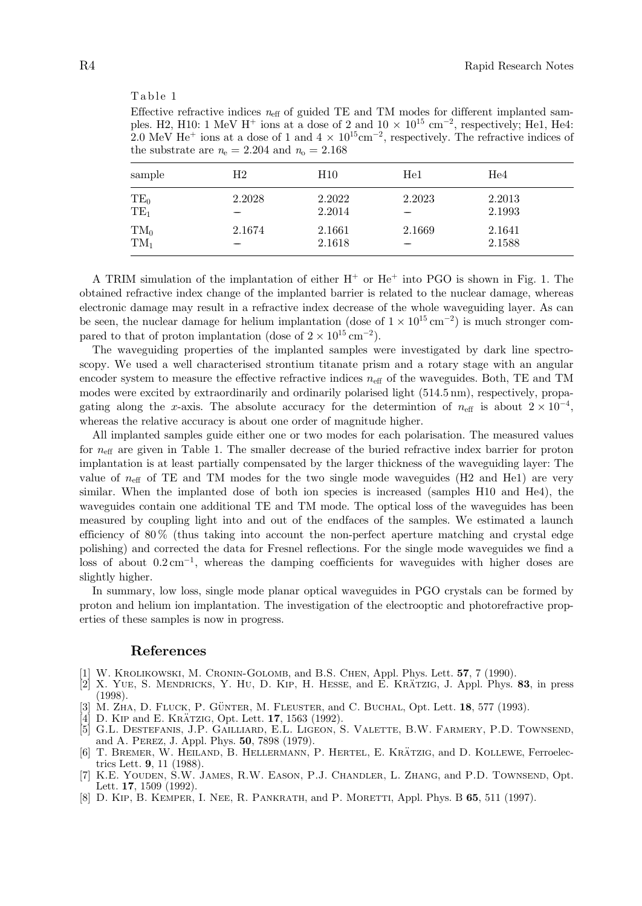Table 1

Effective refractive indices $n_{\text{eff}}$ of guided TE and TM modes for different implanted samples. H2, H10: 1 MeV $H^+$ ions at a dose of 2 and $10 \times 10^{15}$ cm$^{-2}$, respectively; He1, He4: 2.0 MeV $He^+$ ions at a dose of 1 and $4 \times 10^{15}$cm$^{-2}$, respectively. The refractive indices of the substrate are $n_e = 2.204$ and $n_o = 2.168$

| sample | H2 | H10 | He1 | He4 |
|---|---|---|---|---|
| $TE_0$ | 2.2028 | 2.2022 | 2.2023 | 2.2013 |
| $TE_1$ | – | 2.2014 | – | 2.1993 |
| $TM_0$ | 2.1674 | 2.1661 | 2.1669 | 2.1641 |
| $TM_1$ | – | 2.1618 | – | 2.1588 |

A TRIM simulation of the implantation of either $H^+$ or $He^+$ into PGO is shown in Fig. 1. The obtained refractive index change of the implanted barrier is related to the nuclear damage, whereas electronic damage may result in a refractive index decrease of the whole waveguiding layer. As can be seen, the nuclear damage for helium implantation (dose of $1 \times 10^{15}\,\text{cm}^{-2}$) is much stronger compared to that of proton implantation (dose of $2 \times 10^{15}\,\text{cm}^{-2}$).

The waveguiding properties of the implanted samples were investigated by dark line spectroscopy. We used a well characterised strontium titanate prism and a rotary stage with an angular encoder system to measure the effective refractive indices $n_{\text{eff}}$ of the waveguides. Both, TE and TM modes were excited by extraordinarily and ordinarily polarised light (514.5 nm), respectively, propagating along the $x$-axis. The absolute accuracy for the determintion of $n_{\text{eff}}$ is about $2 \times 10^{-4}$, whereas the relative accuracy is about one order of magnitude higher.

All implanted samples guide either one or two modes for each polarisation. The measured values for $n_{\text{eff}}$ are given in Table 1. The smaller decrease of the buried refractive index barrier for proton implantation is at least partially compensated by the larger thickness of the waveguiding layer: The value of $n_{\text{eff}}$ of TE and TM modes for the two single mode waveguides (H2 and He1) are very similar. When the implanted dose of both ion species is increased (samples H10 and He4), the waveguides contain one additional TE and TM mode. The optical loss of the waveguides has been measured by coupling light into and out of the endfaces of the samples. We estimated a launch efficiency of 80 % (thus taking into account the non-perfect aperture matching and crystal edge polishing) and corrected the data for Fresnel reflections. For the single mode waveguides we find a loss of about $0.2\,\text{cm}^{-1}$, whereas the damping coefficients for waveguides with higher doses are slightly higher.

In summary, low loss, single mode planar optical waveguides in PGO crystals can be formed by proton and helium ion implantation. The investigation of the electrooptic and photorefractive properties of these samples is now in progress.

## References

[1] W. Krolikowski, M. Cronin-Golomb, and B.S. Chen, Appl. Phys. Lett. **57**, 7 (1990).

[2] X. Yue, S. Mendricks, Y. Hu, D. Kip, H. Hesse, and E. Krätzig, J. Appl. Phys. **83**, in press (1998).

[3] M. Zha, D. Fluck, P. Günter, M. Fleuster, and C. Buchal, Opt. Lett. **18**, 577 (1993).

[4] D. Kip and E. Krätzig, Opt. Lett. **17**, 1563 (1992).

[5] G.L. Destefanis, J.P. Gailliard, E.L. Ligeon, S. Valette, B.W. Farmery, P.D. Townsend, and A. Perez, J. Appl. Phys. **50**, 7898 (1979).

[6] T. Bremer, W. Heiland, B. Hellermann, P. Hertel, E. Krätzig, and D. Kollewe, Ferroelectrics Lett. **9**, 11 (1988).

[7] K.E. Youden, S.W. James, R.W. Eason, P.J. Chandler, L. Zhang, and P.D. Townsend, Opt. Lett. **17**, 1509 (1992).

[8] D. Kip, B. Kemper, I. Nee, R. Pankrath, and P. Moretti, Appl. Phys. B **65**, 511 (1997).